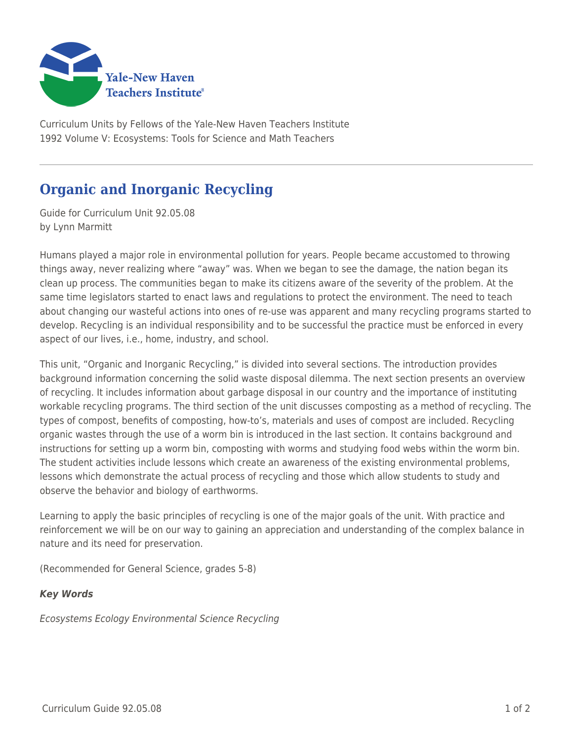Yale-New Haven Teachers Institute

Curriculum Units by Fellows of the Yale-New Haven Teachers Institute
1992 Volume V: Ecosystems: Tools for Science and Math Teachers

# Organic and Inorganic Recycling

Guide for Curriculum Unit 92.05.08
by Lynn Marmitt

Humans played a major role in environmental pollution for years. People became accustomed to throwing things away, never realizing where "away" was. When we began to see the damage, the nation began its clean up process. The communities began to make its citizens aware of the severity of the problem. At the same time legislators started to enact laws and regulations to protect the environment. The need to teach about changing our wasteful actions into ones of re-use was apparent and many recycling programs started to develop. Recycling is an individual responsibility and to be successful the practice must be enforced in every aspect of our lives, i.e., home, industry, and school.

This unit, "Organic and Inorganic Recycling," is divided into several sections. The introduction provides background information concerning the solid waste disposal dilemma. The next section presents an overview of recycling. It includes information about garbage disposal in our country and the importance of instituting workable recycling programs. The third section of the unit discusses composting as a method of recycling. The types of compost, benefits of composting, how-to's, materials and uses of compost are included. Recycling organic wastes through the use of a worm bin is introduced in the last section. It contains background and instructions for setting up a worm bin, composting with worms and studying food webs within the worm bin. The student activities include lessons which create an awareness of the existing environmental problems, lessons which demonstrate the actual process of recycling and those which allow students to study and observe the behavior and biology of earthworms.

Learning to apply the basic principles of recycling is one of the major goals of the unit. With practice and reinforcement we will be on our way to gaining an appreciation and understanding of the complex balance in nature and its need for preservation.

(Recommended for General Science, grades 5-8)

***Key Words***

*Ecosystems Ecology Environmental Science Recycling*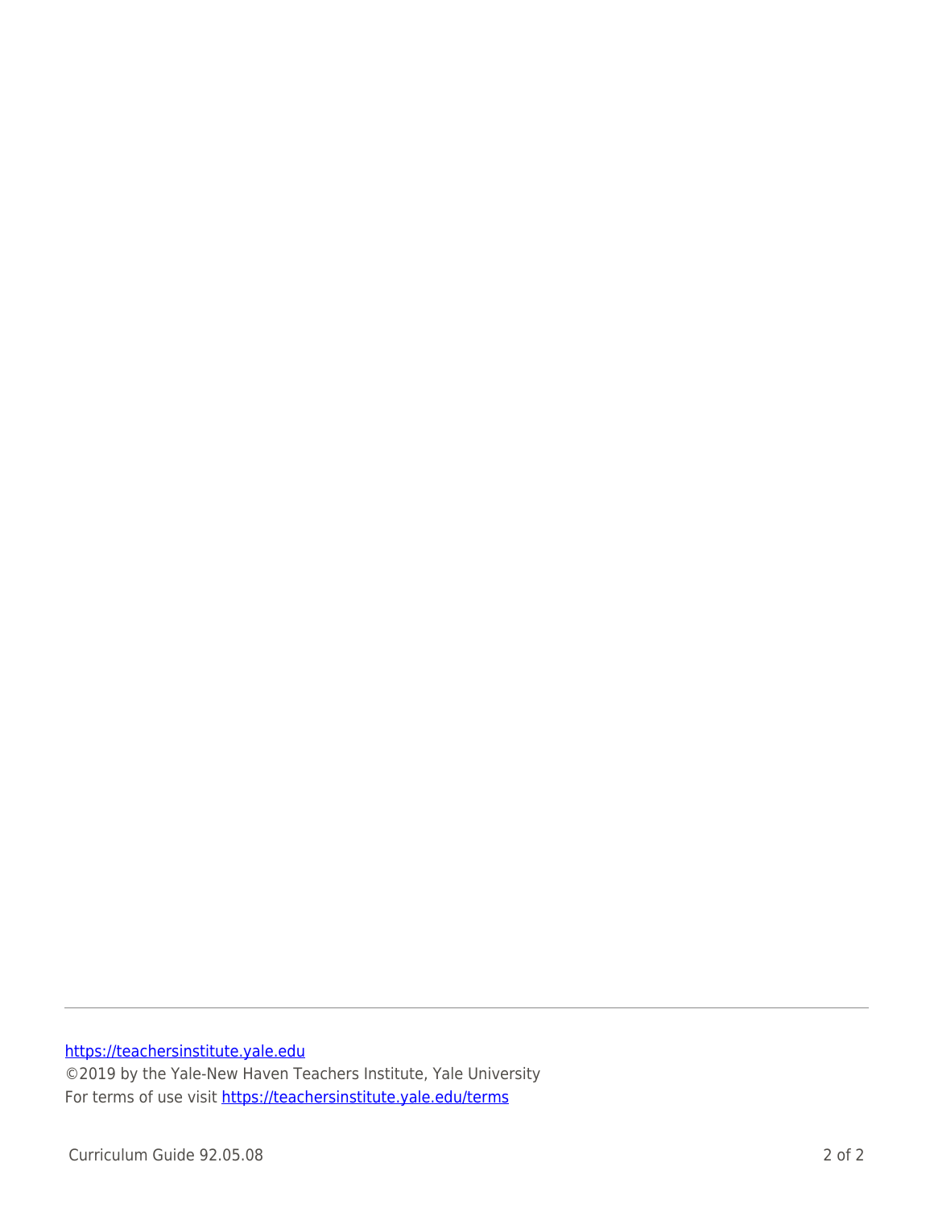https://teachersinstitute.yale.edu

©2019 by the Yale-New Haven Teachers Institute, Yale University

For terms of use visit https://teachersinstitute.yale.edu/terms